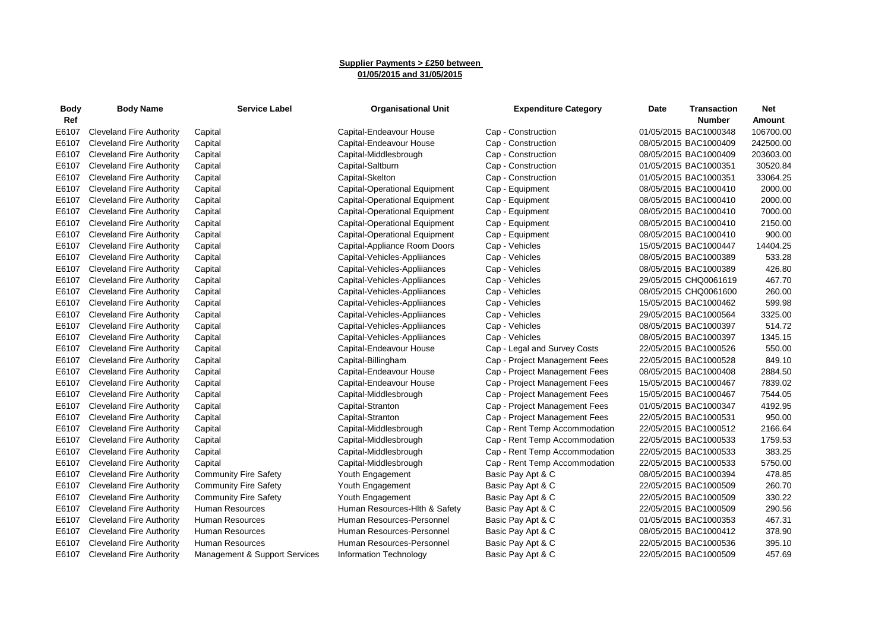**Supplier Payments > £250 between 01/05/2015 and 31/05/2015**

| Body Ref | Body Name | Service Label | Organisational Unit | Expenditure Category | Date | Transaction Number | Net Amount |
|---|---|---|---|---|---|---|---|
| E6107 | Cleveland Fire Authority | Capital | Capital-Endeavour House | Cap - Construction | 01/05/2015 | BAC1000348 | 106700.00 |
| E6107 | Cleveland Fire Authority | Capital | Capital-Endeavour House | Cap - Construction | 08/05/2015 | BAC1000409 | 242500.00 |
| E6107 | Cleveland Fire Authority | Capital | Capital-Middlesbrough | Cap - Construction | 08/05/2015 | BAC1000409 | 203603.00 |
| E6107 | Cleveland Fire Authority | Capital | Capital-Saltburn | Cap - Construction | 01/05/2015 | BAC1000351 | 30520.84 |
| E6107 | Cleveland Fire Authority | Capital | Capital-Skelton | Cap - Construction | 01/05/2015 | BAC1000351 | 33064.25 |
| E6107 | Cleveland Fire Authority | Capital | Capital-Operational Equipment | Cap - Equipment | 08/05/2015 | BAC1000410 | 2000.00 |
| E6107 | Cleveland Fire Authority | Capital | Capital-Operational Equipment | Cap - Equipment | 08/05/2015 | BAC1000410 | 2000.00 |
| E6107 | Cleveland Fire Authority | Capital | Capital-Operational Equipment | Cap - Equipment | 08/05/2015 | BAC1000410 | 7000.00 |
| E6107 | Cleveland Fire Authority | Capital | Capital-Operational Equipment | Cap - Equipment | 08/05/2015 | BAC1000410 | 2150.00 |
| E6107 | Cleveland Fire Authority | Capital | Capital-Operational Equipment | Cap - Equipment | 08/05/2015 | BAC1000410 | 900.00 |
| E6107 | Cleveland Fire Authority | Capital | Capital-Appliance Room Doors | Cap - Vehicles | 15/05/2015 | BAC1000447 | 14404.25 |
| E6107 | Cleveland Fire Authority | Capital | Capital-Vehicles-Appliiances | Cap - Vehicles | 08/05/2015 | BAC1000389 | 533.28 |
| E6107 | Cleveland Fire Authority | Capital | Capital-Vehicles-Appliiances | Cap - Vehicles | 08/05/2015 | BAC1000389 | 426.80 |
| E6107 | Cleveland Fire Authority | Capital | Capital-Vehicles-Appliiances | Cap - Vehicles | 29/05/2015 | CHQ0061619 | 467.70 |
| E6107 | Cleveland Fire Authority | Capital | Capital-Vehicles-Appliiances | Cap - Vehicles | 08/05/2015 | CHQ0061600 | 260.00 |
| E6107 | Cleveland Fire Authority | Capital | Capital-Vehicles-Appliiances | Cap - Vehicles | 15/05/2015 | BAC1000462 | 599.98 |
| E6107 | Cleveland Fire Authority | Capital | Capital-Vehicles-Appliiances | Cap - Vehicles | 29/05/2015 | BAC1000564 | 3325.00 |
| E6107 | Cleveland Fire Authority | Capital | Capital-Vehicles-Appliiances | Cap - Vehicles | 08/05/2015 | BAC1000397 | 514.72 |
| E6107 | Cleveland Fire Authority | Capital | Capital-Vehicles-Appliiances | Cap - Vehicles | 08/05/2015 | BAC1000397 | 1345.15 |
| E6107 | Cleveland Fire Authority | Capital | Capital-Endeavour House | Cap - Legal and Survey Costs | 22/05/2015 | BAC1000526 | 550.00 |
| E6107 | Cleveland Fire Authority | Capital | Capital-Billingham | Cap - Project Management Fees | 22/05/2015 | BAC1000528 | 849.10 |
| E6107 | Cleveland Fire Authority | Capital | Capital-Endeavour House | Cap - Project Management Fees | 08/05/2015 | BAC1000408 | 2884.50 |
| E6107 | Cleveland Fire Authority | Capital | Capital-Endeavour House | Cap - Project Management Fees | 15/05/2015 | BAC1000467 | 7839.02 |
| E6107 | Cleveland Fire Authority | Capital | Capital-Middlesbrough | Cap - Project Management Fees | 15/05/2015 | BAC1000467 | 7544.05 |
| E6107 | Cleveland Fire Authority | Capital | Capital-Stranton | Cap - Project Management Fees | 01/05/2015 | BAC1000347 | 4192.95 |
| E6107 | Cleveland Fire Authority | Capital | Capital-Stranton | Cap - Project Management Fees | 22/05/2015 | BAC1000531 | 950.00 |
| E6107 | Cleveland Fire Authority | Capital | Capital-Middlesbrough | Cap - Rent Temp Accommodation | 22/05/2015 | BAC1000512 | 2166.64 |
| E6107 | Cleveland Fire Authority | Capital | Capital-Middlesbrough | Cap - Rent Temp Accommodation | 22/05/2015 | BAC1000533 | 1759.53 |
| E6107 | Cleveland Fire Authority | Capital | Capital-Middlesbrough | Cap - Rent Temp Accommodation | 22/05/2015 | BAC1000533 | 383.25 |
| E6107 | Cleveland Fire Authority | Capital | Capital-Middlesbrough | Cap - Rent Temp Accommodation | 22/05/2015 | BAC1000533 | 5750.00 |
| E6107 | Cleveland Fire Authority | Community Fire Safety | Youth Engagement | Basic Pay Apt & C | 08/05/2015 | BAC1000394 | 478.85 |
| E6107 | Cleveland Fire Authority | Community Fire Safety | Youth Engagement | Basic Pay Apt & C | 22/05/2015 | BAC1000509 | 260.70 |
| E6107 | Cleveland Fire Authority | Community Fire Safety | Youth Engagement | Basic Pay Apt & C | 22/05/2015 | BAC1000509 | 330.22 |
| E6107 | Cleveland Fire Authority | Human Resources | Human Resources-Hlth & Safety | Basic Pay Apt & C | 22/05/2015 | BAC1000509 | 290.56 |
| E6107 | Cleveland Fire Authority | Human Resources | Human Resources-Personnel | Basic Pay Apt & C | 01/05/2015 | BAC1000353 | 467.31 |
| E6107 | Cleveland Fire Authority | Human Resources | Human Resources-Personnel | Basic Pay Apt & C | 08/05/2015 | BAC1000412 | 378.90 |
| E6107 | Cleveland Fire Authority | Human Resources | Human Resources-Personnel | Basic Pay Apt & C | 22/05/2015 | BAC1000536 | 395.10 |
| E6107 | Cleveland Fire Authority | Management & Support Services | Information Technology | Basic Pay Apt & C | 22/05/2015 | BAC1000509 | 457.69 |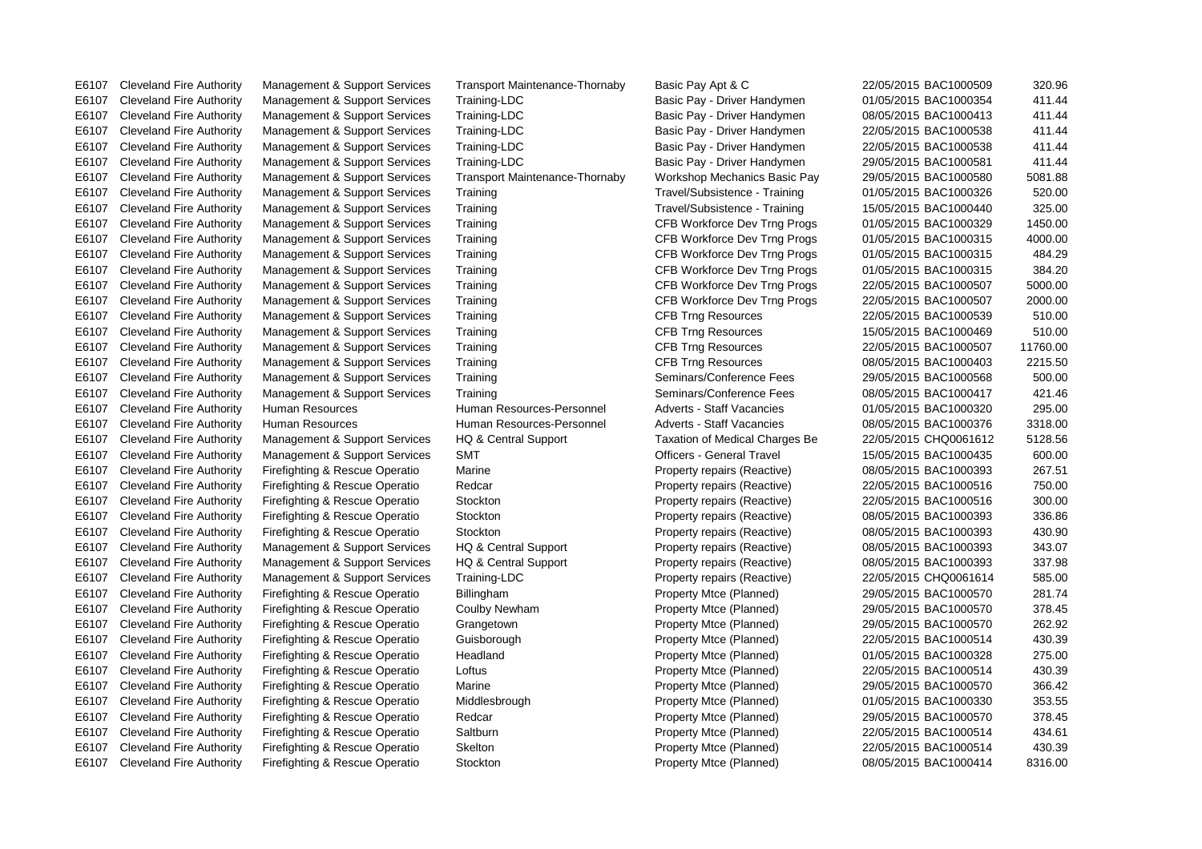| | | | | | | | |
|---|---|---|---|---|---|---|---|
| E6107 | Cleveland Fire Authority | Management & Support Services | Transport Maintenance-Thornaby | Basic Pay Apt & C | 22/05/2015 | BAC1000509 | 320.96 |
| E6107 | Cleveland Fire Authority | Management & Support Services | Training-LDC | Basic Pay - Driver Handymen | 01/05/2015 | BAC1000354 | 411.44 |
| E6107 | Cleveland Fire Authority | Management & Support Services | Training-LDC | Basic Pay - Driver Handymen | 08/05/2015 | BAC1000413 | 411.44 |
| E6107 | Cleveland Fire Authority | Management & Support Services | Training-LDC | Basic Pay - Driver Handymen | 22/05/2015 | BAC1000538 | 411.44 |
| E6107 | Cleveland Fire Authority | Management & Support Services | Training-LDC | Basic Pay - Driver Handymen | 22/05/2015 | BAC1000538 | 411.44 |
| E6107 | Cleveland Fire Authority | Management & Support Services | Training-LDC | Basic Pay - Driver Handymen | 29/05/2015 | BAC1000581 | 411.44 |
| E6107 | Cleveland Fire Authority | Management & Support Services | Transport Maintenance-Thornaby | Workshop Mechanics Basic Pay | 29/05/2015 | BAC1000580 | 5081.88 |
| E6107 | Cleveland Fire Authority | Management & Support Services | Training | Travel/Subsistence - Training | 01/05/2015 | BAC1000326 | 520.00 |
| E6107 | Cleveland Fire Authority | Management & Support Services | Training | Travel/Subsistence - Training | 15/05/2015 | BAC1000440 | 325.00 |
| E6107 | Cleveland Fire Authority | Management & Support Services | Training | CFB Workforce Dev Trng Progs | 01/05/2015 | BAC1000329 | 1450.00 |
| E6107 | Cleveland Fire Authority | Management & Support Services | Training | CFB Workforce Dev Trng Progs | 01/05/2015 | BAC1000315 | 4000.00 |
| E6107 | Cleveland Fire Authority | Management & Support Services | Training | CFB Workforce Dev Trng Progs | 01/05/2015 | BAC1000315 | 484.29 |
| E6107 | Cleveland Fire Authority | Management & Support Services | Training | CFB Workforce Dev Trng Progs | 01/05/2015 | BAC1000315 | 384.20 |
| E6107 | Cleveland Fire Authority | Management & Support Services | Training | CFB Workforce Dev Trng Progs | 22/05/2015 | BAC1000507 | 5000.00 |
| E6107 | Cleveland Fire Authority | Management & Support Services | Training | CFB Workforce Dev Trng Progs | 22/05/2015 | BAC1000507 | 2000.00 |
| E6107 | Cleveland Fire Authority | Management & Support Services | Training | CFB Trng Resources | 22/05/2015 | BAC1000539 | 510.00 |
| E6107 | Cleveland Fire Authority | Management & Support Services | Training | CFB Trng Resources | 15/05/2015 | BAC1000469 | 510.00 |
| E6107 | Cleveland Fire Authority | Management & Support Services | Training | CFB Trng Resources | 22/05/2015 | BAC1000507 | 11760.00 |
| E6107 | Cleveland Fire Authority | Management & Support Services | Training | CFB Trng Resources | 08/05/2015 | BAC1000403 | 2215.50 |
| E6107 | Cleveland Fire Authority | Management & Support Services | Training | Seminars/Conference Fees | 29/05/2015 | BAC1000568 | 500.00 |
| E6107 | Cleveland Fire Authority | Management & Support Services | Training | Seminars/Conference Fees | 08/05/2015 | BAC1000417 | 421.46 |
| E6107 | Cleveland Fire Authority | Human Resources | Human Resources-Personnel | Adverts - Staff Vacancies | 01/05/2015 | BAC1000320 | 295.00 |
| E6107 | Cleveland Fire Authority | Human Resources | Human Resources-Personnel | Adverts - Staff Vacancies | 08/05/2015 | BAC1000376 | 3318.00 |
| E6107 | Cleveland Fire Authority | Management & Support Services | HQ & Central Support | Taxation of Medical Charges Be | 22/05/2015 | CHQ0061612 | 5128.56 |
| E6107 | Cleveland Fire Authority | Management & Support Services | SMT | Officers - General Travel | 15/05/2015 | BAC1000435 | 600.00 |
| E6107 | Cleveland Fire Authority | Firefighting & Rescue Operatio | Marine | Property repairs (Reactive) | 08/05/2015 | BAC1000393 | 267.51 |
| E6107 | Cleveland Fire Authority | Firefighting & Rescue Operatio | Redcar | Property repairs (Reactive) | 22/05/2015 | BAC1000516 | 750.00 |
| E6107 | Cleveland Fire Authority | Firefighting & Rescue Operatio | Stockton | Property repairs (Reactive) | 22/05/2015 | BAC1000516 | 300.00 |
| E6107 | Cleveland Fire Authority | Firefighting & Rescue Operatio | Stockton | Property repairs (Reactive) | 08/05/2015 | BAC1000393 | 336.86 |
| E6107 | Cleveland Fire Authority | Firefighting & Rescue Operatio | Stockton | Property repairs (Reactive) | 08/05/2015 | BAC1000393 | 430.90 |
| E6107 | Cleveland Fire Authority | Management & Support Services | HQ & Central Support | Property repairs (Reactive) | 08/05/2015 | BAC1000393 | 343.07 |
| E6107 | Cleveland Fire Authority | Management & Support Services | HQ & Central Support | Property repairs (Reactive) | 08/05/2015 | BAC1000393 | 337.98 |
| E6107 | Cleveland Fire Authority | Management & Support Services | Training-LDC | Property repairs (Reactive) | 22/05/2015 | CHQ0061614 | 585.00 |
| E6107 | Cleveland Fire Authority | Firefighting & Rescue Operatio | Billingham | Property Mtce (Planned) | 29/05/2015 | BAC1000570 | 281.74 |
| E6107 | Cleveland Fire Authority | Firefighting & Rescue Operatio | Coulby Newham | Property Mtce (Planned) | 29/05/2015 | BAC1000570 | 378.45 |
| E6107 | Cleveland Fire Authority | Firefighting & Rescue Operatio | Grangetown | Property Mtce (Planned) | 29/05/2015 | BAC1000570 | 262.92 |
| E6107 | Cleveland Fire Authority | Firefighting & Rescue Operatio | Guisborough | Property Mtce (Planned) | 22/05/2015 | BAC1000514 | 430.39 |
| E6107 | Cleveland Fire Authority | Firefighting & Rescue Operatio | Headland | Property Mtce (Planned) | 01/05/2015 | BAC1000328 | 275.00 |
| E6107 | Cleveland Fire Authority | Firefighting & Rescue Operatio | Loftus | Property Mtce (Planned) | 22/05/2015 | BAC1000514 | 430.39 |
| E6107 | Cleveland Fire Authority | Firefighting & Rescue Operatio | Marine | Property Mtce (Planned) | 29/05/2015 | BAC1000570 | 366.42 |
| E6107 | Cleveland Fire Authority | Firefighting & Rescue Operatio | Middlesbrough | Property Mtce (Planned) | 01/05/2015 | BAC1000330 | 353.55 |
| E6107 | Cleveland Fire Authority | Firefighting & Rescue Operatio | Redcar | Property Mtce (Planned) | 29/05/2015 | BAC1000570 | 378.45 |
| E6107 | Cleveland Fire Authority | Firefighting & Rescue Operatio | Saltburn | Property Mtce (Planned) | 22/05/2015 | BAC1000514 | 434.61 |
| E6107 | Cleveland Fire Authority | Firefighting & Rescue Operatio | Skelton | Property Mtce (Planned) | 22/05/2015 | BAC1000514 | 430.39 |
| E6107 | Cleveland Fire Authority | Firefighting & Rescue Operatio | Stockton | Property Mtce (Planned) | 08/05/2015 | BAC1000414 | 8316.00 |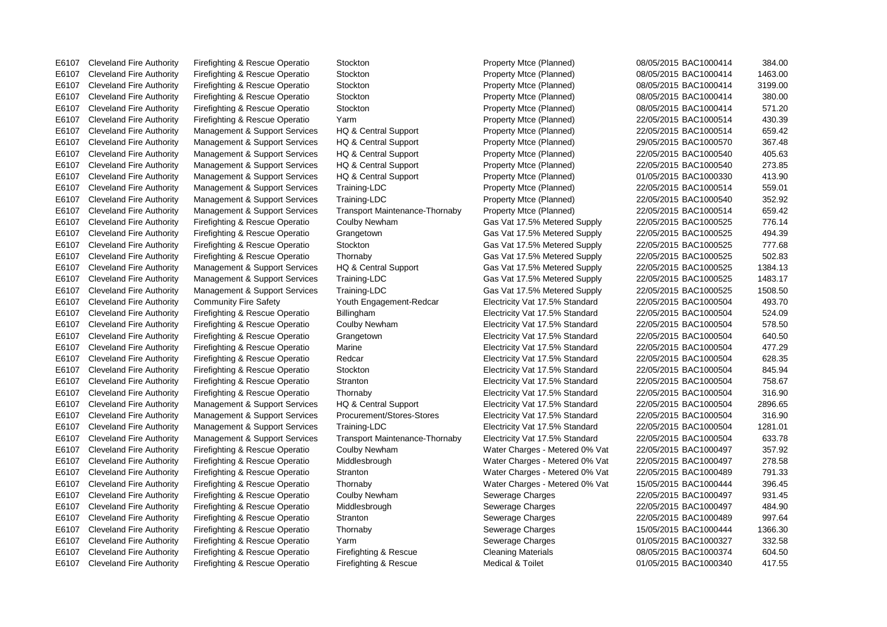| | | | | | | | |
|---|---|---|---|---|---|---|---|
| E6107 | Cleveland Fire Authority | Firefighting & Rescue Operatio | Stockton | Property Mtce (Planned) | 08/05/2015 | BAC1000414 | 384.00 |
| E6107 | Cleveland Fire Authority | Firefighting & Rescue Operatio | Stockton | Property Mtce (Planned) | 08/05/2015 | BAC1000414 | 1463.00 |
| E6107 | Cleveland Fire Authority | Firefighting & Rescue Operatio | Stockton | Property Mtce (Planned) | 08/05/2015 | BAC1000414 | 3199.00 |
| E6107 | Cleveland Fire Authority | Firefighting & Rescue Operatio | Stockton | Property Mtce (Planned) | 08/05/2015 | BAC1000414 | 380.00 |
| E6107 | Cleveland Fire Authority | Firefighting & Rescue Operatio | Stockton | Property Mtce (Planned) | 08/05/2015 | BAC1000414 | 571.20 |
| E6107 | Cleveland Fire Authority | Firefighting & Rescue Operatio | Yarm | Property Mtce (Planned) | 22/05/2015 | BAC1000514 | 430.39 |
| E6107 | Cleveland Fire Authority | Management & Support Services | HQ & Central Support | Property Mtce (Planned) | 22/05/2015 | BAC1000514 | 659.42 |
| E6107 | Cleveland Fire Authority | Management & Support Services | HQ & Central Support | Property Mtce (Planned) | 29/05/2015 | BAC1000570 | 367.48 |
| E6107 | Cleveland Fire Authority | Management & Support Services | HQ & Central Support | Property Mtce (Planned) | 22/05/2015 | BAC1000540 | 405.63 |
| E6107 | Cleveland Fire Authority | Management & Support Services | HQ & Central Support | Property Mtce (Planned) | 22/05/2015 | BAC1000540 | 273.85 |
| E6107 | Cleveland Fire Authority | Management & Support Services | HQ & Central Support | Property Mtce (Planned) | 01/05/2015 | BAC1000330 | 413.90 |
| E6107 | Cleveland Fire Authority | Management & Support Services | Training-LDC | Property Mtce (Planned) | 22/05/2015 | BAC1000514 | 559.01 |
| E6107 | Cleveland Fire Authority | Management & Support Services | Training-LDC | Property Mtce (Planned) | 22/05/2015 | BAC1000540 | 352.92 |
| E6107 | Cleveland Fire Authority | Management & Support Services | Transport Maintenance-Thornaby | Property Mtce (Planned) | 22/05/2015 | BAC1000514 | 659.42 |
| E6107 | Cleveland Fire Authority | Firefighting & Rescue Operatio | Coulby Newham | Gas Vat 17.5% Metered Supply | 22/05/2015 | BAC1000525 | 776.14 |
| E6107 | Cleveland Fire Authority | Firefighting & Rescue Operatio | Grangetown | Gas Vat 17.5% Metered Supply | 22/05/2015 | BAC1000525 | 494.39 |
| E6107 | Cleveland Fire Authority | Firefighting & Rescue Operatio | Stockton | Gas Vat 17.5% Metered Supply | 22/05/2015 | BAC1000525 | 777.68 |
| E6107 | Cleveland Fire Authority | Firefighting & Rescue Operatio | Thornaby | Gas Vat 17.5% Metered Supply | 22/05/2015 | BAC1000525 | 502.83 |
| E6107 | Cleveland Fire Authority | Management & Support Services | HQ & Central Support | Gas Vat 17.5% Metered Supply | 22/05/2015 | BAC1000525 | 1384.13 |
| E6107 | Cleveland Fire Authority | Management & Support Services | Training-LDC | Gas Vat 17.5% Metered Supply | 22/05/2015 | BAC1000525 | 1483.17 |
| E6107 | Cleveland Fire Authority | Management & Support Services | Training-LDC | Gas Vat 17.5% Metered Supply | 22/05/2015 | BAC1000525 | 1508.50 |
| E6107 | Cleveland Fire Authority | Community Fire Safety | Youth Engagement-Redcar | Electricity Vat 17.5% Standard | 22/05/2015 | BAC1000504 | 493.70 |
| E6107 | Cleveland Fire Authority | Firefighting & Rescue Operatio | Billingham | Electricity Vat 17.5% Standard | 22/05/2015 | BAC1000504 | 524.09 |
| E6107 | Cleveland Fire Authority | Firefighting & Rescue Operatio | Coulby Newham | Electricity Vat 17.5% Standard | 22/05/2015 | BAC1000504 | 578.50 |
| E6107 | Cleveland Fire Authority | Firefighting & Rescue Operatio | Grangetown | Electricity Vat 17.5% Standard | 22/05/2015 | BAC1000504 | 640.50 |
| E6107 | Cleveland Fire Authority | Firefighting & Rescue Operatio | Marine | Electricity Vat 17.5% Standard | 22/05/2015 | BAC1000504 | 477.29 |
| E6107 | Cleveland Fire Authority | Firefighting & Rescue Operatio | Redcar | Electricity Vat 17.5% Standard | 22/05/2015 | BAC1000504 | 628.35 |
| E6107 | Cleveland Fire Authority | Firefighting & Rescue Operatio | Stockton | Electricity Vat 17.5% Standard | 22/05/2015 | BAC1000504 | 845.94 |
| E6107 | Cleveland Fire Authority | Firefighting & Rescue Operatio | Stranton | Electricity Vat 17.5% Standard | 22/05/2015 | BAC1000504 | 758.67 |
| E6107 | Cleveland Fire Authority | Firefighting & Rescue Operatio | Thornaby | Electricity Vat 17.5% Standard | 22/05/2015 | BAC1000504 | 316.90 |
| E6107 | Cleveland Fire Authority | Management & Support Services | HQ & Central Support | Electricity Vat 17.5% Standard | 22/05/2015 | BAC1000504 | 2896.65 |
| E6107 | Cleveland Fire Authority | Management & Support Services | Procurement/Stores-Stores | Electricity Vat 17.5% Standard | 22/05/2015 | BAC1000504 | 316.90 |
| E6107 | Cleveland Fire Authority | Management & Support Services | Training-LDC | Electricity Vat 17.5% Standard | 22/05/2015 | BAC1000504 | 1281.01 |
| E6107 | Cleveland Fire Authority | Management & Support Services | Transport Maintenance-Thornaby | Electricity Vat 17.5% Standard | 22/05/2015 | BAC1000504 | 633.78 |
| E6107 | Cleveland Fire Authority | Firefighting & Rescue Operatio | Coulby Newham | Water Charges - Metered 0% Vat | 22/05/2015 | BAC1000497 | 357.92 |
| E6107 | Cleveland Fire Authority | Firefighting & Rescue Operatio | Middlesbrough | Water Charges - Metered 0% Vat | 22/05/2015 | BAC1000497 | 278.58 |
| E6107 | Cleveland Fire Authority | Firefighting & Rescue Operatio | Stranton | Water Charges - Metered 0% Vat | 22/05/2015 | BAC1000489 | 791.33 |
| E6107 | Cleveland Fire Authority | Firefighting & Rescue Operatio | Thornaby | Water Charges - Metered 0% Vat | 15/05/2015 | BAC1000444 | 396.45 |
| E6107 | Cleveland Fire Authority | Firefighting & Rescue Operatio | Coulby Newham | Sewerage Charges | 22/05/2015 | BAC1000497 | 931.45 |
| E6107 | Cleveland Fire Authority | Firefighting & Rescue Operatio | Middlesbrough | Sewerage Charges | 22/05/2015 | BAC1000497 | 484.90 |
| E6107 | Cleveland Fire Authority | Firefighting & Rescue Operatio | Stranton | Sewerage Charges | 22/05/2015 | BAC1000489 | 997.64 |
| E6107 | Cleveland Fire Authority | Firefighting & Rescue Operatio | Thornaby | Sewerage Charges | 15/05/2015 | BAC1000444 | 1366.30 |
| E6107 | Cleveland Fire Authority | Firefighting & Rescue Operatio | Yarm | Sewerage Charges | 01/05/2015 | BAC1000327 | 332.58 |
| E6107 | Cleveland Fire Authority | Firefighting & Rescue Operatio | Firefighting & Rescue | Cleaning Materials | 08/05/2015 | BAC1000374 | 604.50 |
| E6107 | Cleveland Fire Authority | Firefighting & Rescue Operatio | Firefighting & Rescue | Medical & Toilet | 01/05/2015 | BAC1000340 | 417.55 |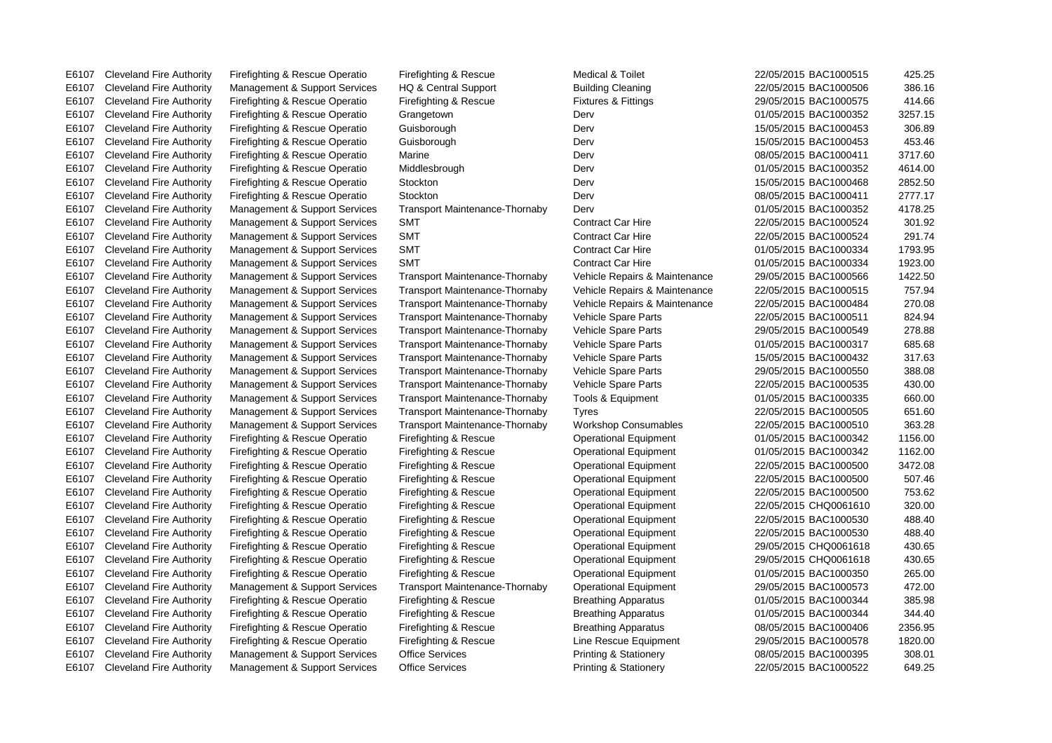| | | | | | | | |
|---|---|---|---|---|---|---|---|
| E6107 | Cleveland Fire Authority | Firefighting & Rescue Operatio | Firefighting & Rescue | Medical & Toilet | 22/05/2015 | BAC1000515 | 425.25 |
| E6107 | Cleveland Fire Authority | Management & Support Services | HQ & Central Support | Building Cleaning | 22/05/2015 | BAC1000506 | 386.16 |
| E6107 | Cleveland Fire Authority | Firefighting & Rescue Operatio | Firefighting & Rescue | Fixtures & Fittings | 29/05/2015 | BAC1000575 | 414.66 |
| E6107 | Cleveland Fire Authority | Firefighting & Rescue Operatio | Grangetown | Derv | 01/05/2015 | BAC1000352 | 3257.15 |
| E6107 | Cleveland Fire Authority | Firefighting & Rescue Operatio | Guisborough | Derv | 15/05/2015 | BAC1000453 | 306.89 |
| E6107 | Cleveland Fire Authority | Firefighting & Rescue Operatio | Guisborough | Derv | 15/05/2015 | BAC1000453 | 453.46 |
| E6107 | Cleveland Fire Authority | Firefighting & Rescue Operatio | Marine | Derv | 08/05/2015 | BAC1000411 | 3717.60 |
| E6107 | Cleveland Fire Authority | Firefighting & Rescue Operatio | Middlesbrough | Derv | 01/05/2015 | BAC1000352 | 4614.00 |
| E6107 | Cleveland Fire Authority | Firefighting & Rescue Operatio | Stockton | Derv | 15/05/2015 | BAC1000468 | 2852.50 |
| E6107 | Cleveland Fire Authority | Firefighting & Rescue Operatio | Stockton | Derv | 08/05/2015 | BAC1000411 | 2777.17 |
| E6107 | Cleveland Fire Authority | Management & Support Services | Transport Maintenance-Thornaby | Derv | 01/05/2015 | BAC1000352 | 4178.25 |
| E6107 | Cleveland Fire Authority | Management & Support Services | SMT | Contract Car Hire | 22/05/2015 | BAC1000524 | 301.92 |
| E6107 | Cleveland Fire Authority | Management & Support Services | SMT | Contract Car Hire | 22/05/2015 | BAC1000524 | 291.74 |
| E6107 | Cleveland Fire Authority | Management & Support Services | SMT | Contract Car Hire | 01/05/2015 | BAC1000334 | 1793.95 |
| E6107 | Cleveland Fire Authority | Management & Support Services | SMT | Contract Car Hire | 01/05/2015 | BAC1000334 | 1923.00 |
| E6107 | Cleveland Fire Authority | Management & Support Services | Transport Maintenance-Thornaby | Vehicle Repairs & Maintenance | 29/05/2015 | BAC1000566 | 1422.50 |
| E6107 | Cleveland Fire Authority | Management & Support Services | Transport Maintenance-Thornaby | Vehicle Repairs & Maintenance | 22/05/2015 | BAC1000515 | 757.94 |
| E6107 | Cleveland Fire Authority | Management & Support Services | Transport Maintenance-Thornaby | Vehicle Repairs & Maintenance | 22/05/2015 | BAC1000484 | 270.08 |
| E6107 | Cleveland Fire Authority | Management & Support Services | Transport Maintenance-Thornaby | Vehicle Spare Parts | 22/05/2015 | BAC1000511 | 824.94 |
| E6107 | Cleveland Fire Authority | Management & Support Services | Transport Maintenance-Thornaby | Vehicle Spare Parts | 29/05/2015 | BAC1000549 | 278.88 |
| E6107 | Cleveland Fire Authority | Management & Support Services | Transport Maintenance-Thornaby | Vehicle Spare Parts | 01/05/2015 | BAC1000317 | 685.68 |
| E6107 | Cleveland Fire Authority | Management & Support Services | Transport Maintenance-Thornaby | Vehicle Spare Parts | 15/05/2015 | BAC1000432 | 317.63 |
| E6107 | Cleveland Fire Authority | Management & Support Services | Transport Maintenance-Thornaby | Vehicle Spare Parts | 29/05/2015 | BAC1000550 | 388.08 |
| E6107 | Cleveland Fire Authority | Management & Support Services | Transport Maintenance-Thornaby | Vehicle Spare Parts | 22/05/2015 | BAC1000535 | 430.00 |
| E6107 | Cleveland Fire Authority | Management & Support Services | Transport Maintenance-Thornaby | Tools & Equipment | 01/05/2015 | BAC1000335 | 660.00 |
| E6107 | Cleveland Fire Authority | Management & Support Services | Transport Maintenance-Thornaby | Tyres | 22/05/2015 | BAC1000505 | 651.60 |
| E6107 | Cleveland Fire Authority | Management & Support Services | Transport Maintenance-Thornaby | Workshop Consumables | 22/05/2015 | BAC1000510 | 363.28 |
| E6107 | Cleveland Fire Authority | Firefighting & Rescue Operatio | Firefighting & Rescue | Operational Equipment | 01/05/2015 | BAC1000342 | 1156.00 |
| E6107 | Cleveland Fire Authority | Firefighting & Rescue Operatio | Firefighting & Rescue | Operational Equipment | 01/05/2015 | BAC1000342 | 1162.00 |
| E6107 | Cleveland Fire Authority | Firefighting & Rescue Operatio | Firefighting & Rescue | Operational Equipment | 22/05/2015 | BAC1000500 | 3472.08 |
| E6107 | Cleveland Fire Authority | Firefighting & Rescue Operatio | Firefighting & Rescue | Operational Equipment | 22/05/2015 | BAC1000500 | 507.46 |
| E6107 | Cleveland Fire Authority | Firefighting & Rescue Operatio | Firefighting & Rescue | Operational Equipment | 22/05/2015 | BAC1000500 | 753.62 |
| E6107 | Cleveland Fire Authority | Firefighting & Rescue Operatio | Firefighting & Rescue | Operational Equipment | 22/05/2015 | CHQ0061610 | 320.00 |
| E6107 | Cleveland Fire Authority | Firefighting & Rescue Operatio | Firefighting & Rescue | Operational Equipment | 22/05/2015 | BAC1000530 | 488.40 |
| E6107 | Cleveland Fire Authority | Firefighting & Rescue Operatio | Firefighting & Rescue | Operational Equipment | 22/05/2015 | BAC1000530 | 488.40 |
| E6107 | Cleveland Fire Authority | Firefighting & Rescue Operatio | Firefighting & Rescue | Operational Equipment | 29/05/2015 | CHQ0061618 | 430.65 |
| E6107 | Cleveland Fire Authority | Firefighting & Rescue Operatio | Firefighting & Rescue | Operational Equipment | 29/05/2015 | CHQ0061618 | 430.65 |
| E6107 | Cleveland Fire Authority | Firefighting & Rescue Operatio | Firefighting & Rescue | Operational Equipment | 01/05/2015 | BAC1000350 | 265.00 |
| E6107 | Cleveland Fire Authority | Management & Support Services | Transport Maintenance-Thornaby | Operational Equipment | 29/05/2015 | BAC1000573 | 472.00 |
| E6107 | Cleveland Fire Authority | Firefighting & Rescue Operatio | Firefighting & Rescue | Breathing Apparatus | 01/05/2015 | BAC1000344 | 385.98 |
| E6107 | Cleveland Fire Authority | Firefighting & Rescue Operatio | Firefighting & Rescue | Breathing Apparatus | 01/05/2015 | BAC1000344 | 344.40 |
| E6107 | Cleveland Fire Authority | Firefighting & Rescue Operatio | Firefighting & Rescue | Breathing Apparatus | 08/05/2015 | BAC1000406 | 2356.95 |
| E6107 | Cleveland Fire Authority | Firefighting & Rescue Operatio | Firefighting & Rescue | Line Rescue Equipment | 29/05/2015 | BAC1000578 | 1820.00 |
| E6107 | Cleveland Fire Authority | Management & Support Services | Office Services | Printing & Stationery | 08/05/2015 | BAC1000395 | 308.01 |
| E6107 | Cleveland Fire Authority | Management & Support Services | Office Services | Printing & Stationery | 22/05/2015 | BAC1000522 | 649.25 |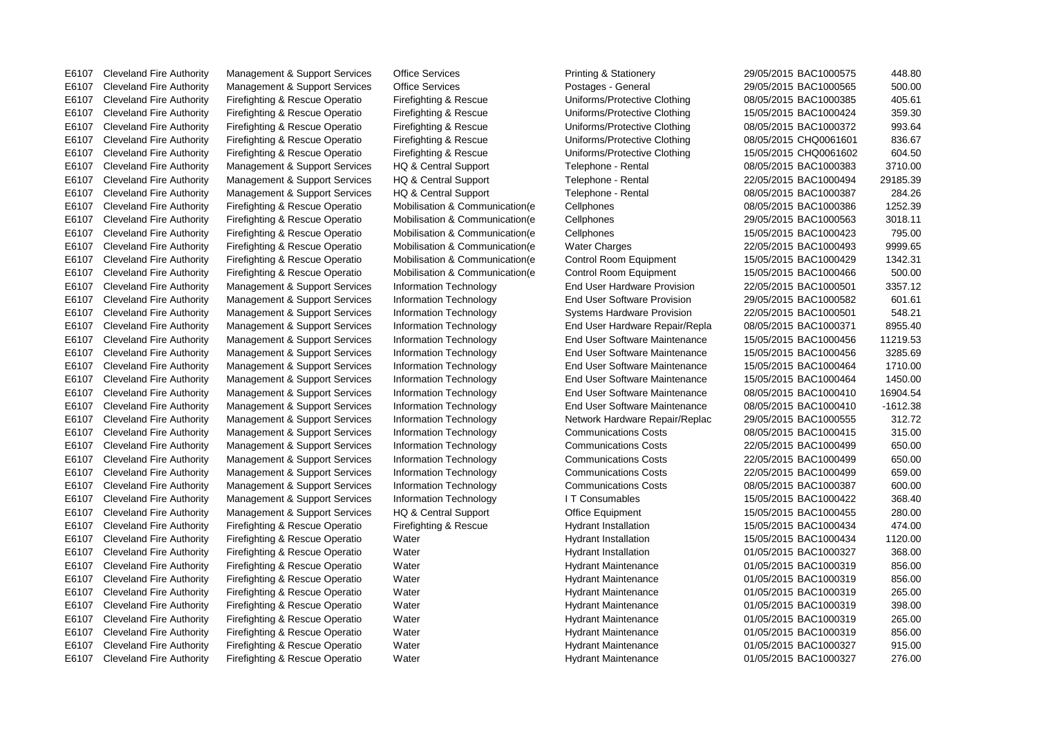| | | | | | | | |
|---|---|---|---|---|---|---|---|
| E6107 | Cleveland Fire Authority | Management & Support Services | Office Services | Printing & Stationery | 29/05/2015 | BAC1000575 | 448.80 |
| E6107 | Cleveland Fire Authority | Management & Support Services | Office Services | Postages - General | 29/05/2015 | BAC1000565 | 500.00 |
| E6107 | Cleveland Fire Authority | Firefighting & Rescue Operatio | Firefighting & Rescue | Uniforms/Protective Clothing | 08/05/2015 | BAC1000385 | 405.61 |
| E6107 | Cleveland Fire Authority | Firefighting & Rescue Operatio | Firefighting & Rescue | Uniforms/Protective Clothing | 15/05/2015 | BAC1000424 | 359.30 |
| E6107 | Cleveland Fire Authority | Firefighting & Rescue Operatio | Firefighting & Rescue | Uniforms/Protective Clothing | 08/05/2015 | BAC1000372 | 993.64 |
| E6107 | Cleveland Fire Authority | Firefighting & Rescue Operatio | Firefighting & Rescue | Uniforms/Protective Clothing | 08/05/2015 | CHQ0061601 | 836.67 |
| E6107 | Cleveland Fire Authority | Firefighting & Rescue Operatio | Firefighting & Rescue | Uniforms/Protective Clothing | 15/05/2015 | CHQ0061602 | 604.50 |
| E6107 | Cleveland Fire Authority | Management & Support Services | HQ & Central Support | Telephone - Rental | 08/05/2015 | BAC1000383 | 3710.00 |
| E6107 | Cleveland Fire Authority | Management & Support Services | HQ & Central Support | Telephone - Rental | 22/05/2015 | BAC1000494 | 29185.39 |
| E6107 | Cleveland Fire Authority | Management & Support Services | HQ & Central Support | Telephone - Rental | 08/05/2015 | BAC1000387 | 284.26 |
| E6107 | Cleveland Fire Authority | Firefighting & Rescue Operatio | Mobilisation & Communication(e | Cellphones | 08/05/2015 | BAC1000386 | 1252.39 |
| E6107 | Cleveland Fire Authority | Firefighting & Rescue Operatio | Mobilisation & Communication(e | Cellphones | 29/05/2015 | BAC1000563 | 3018.11 |
| E6107 | Cleveland Fire Authority | Firefighting & Rescue Operatio | Mobilisation & Communication(e | Cellphones | 15/05/2015 | BAC1000423 | 795.00 |
| E6107 | Cleveland Fire Authority | Firefighting & Rescue Operatio | Mobilisation & Communication(e | Water Charges | 22/05/2015 | BAC1000493 | 9999.65 |
| E6107 | Cleveland Fire Authority | Firefighting & Rescue Operatio | Mobilisation & Communication(e | Control Room Equipment | 15/05/2015 | BAC1000429 | 1342.31 |
| E6107 | Cleveland Fire Authority | Firefighting & Rescue Operatio | Mobilisation & Communication(e | Control Room Equipment | 15/05/2015 | BAC1000466 | 500.00 |
| E6107 | Cleveland Fire Authority | Management & Support Services | Information Technology | End User Hardware Provision | 22/05/2015 | BAC1000501 | 3357.12 |
| E6107 | Cleveland Fire Authority | Management & Support Services | Information Technology | End User Software Provision | 29/05/2015 | BAC1000582 | 601.61 |
| E6107 | Cleveland Fire Authority | Management & Support Services | Information Technology | Systems Hardware Provision | 22/05/2015 | BAC1000501 | 548.21 |
| E6107 | Cleveland Fire Authority | Management & Support Services | Information Technology | End User Hardware Repair/Repla | 08/05/2015 | BAC1000371 | 8955.40 |
| E6107 | Cleveland Fire Authority | Management & Support Services | Information Technology | End User Software Maintenance | 15/05/2015 | BAC1000456 | 11219.53 |
| E6107 | Cleveland Fire Authority | Management & Support Services | Information Technology | End User Software Maintenance | 15/05/2015 | BAC1000456 | 3285.69 |
| E6107 | Cleveland Fire Authority | Management & Support Services | Information Technology | End User Software Maintenance | 15/05/2015 | BAC1000464 | 1710.00 |
| E6107 | Cleveland Fire Authority | Management & Support Services | Information Technology | End User Software Maintenance | 15/05/2015 | BAC1000464 | 1450.00 |
| E6107 | Cleveland Fire Authority | Management & Support Services | Information Technology | End User Software Maintenance | 08/05/2015 | BAC1000410 | 16904.54 |
| E6107 | Cleveland Fire Authority | Management & Support Services | Information Technology | End User Software Maintenance | 08/05/2015 | BAC1000410 | -1612.38 |
| E6107 | Cleveland Fire Authority | Management & Support Services | Information Technology | Network Hardware Repair/Replac | 29/05/2015 | BAC1000555 | 312.72 |
| E6107 | Cleveland Fire Authority | Management & Support Services | Information Technology | Communications Costs | 08/05/2015 | BAC1000415 | 315.00 |
| E6107 | Cleveland Fire Authority | Management & Support Services | Information Technology | Communications Costs | 22/05/2015 | BAC1000499 | 650.00 |
| E6107 | Cleveland Fire Authority | Management & Support Services | Information Technology | Communications Costs | 22/05/2015 | BAC1000499 | 650.00 |
| E6107 | Cleveland Fire Authority | Management & Support Services | Information Technology | Communications Costs | 22/05/2015 | BAC1000499 | 659.00 |
| E6107 | Cleveland Fire Authority | Management & Support Services | Information Technology | Communications Costs | 08/05/2015 | BAC1000387 | 600.00 |
| E6107 | Cleveland Fire Authority | Management & Support Services | Information Technology | I T Consumables | 15/05/2015 | BAC1000422 | 368.40 |
| E6107 | Cleveland Fire Authority | Management & Support Services | HQ & Central Support | Office Equipment | 15/05/2015 | BAC1000455 | 280.00 |
| E6107 | Cleveland Fire Authority | Firefighting & Rescue Operatio | Firefighting & Rescue | Hydrant Installation | 15/05/2015 | BAC1000434 | 474.00 |
| E6107 | Cleveland Fire Authority | Firefighting & Rescue Operatio | Water | Hydrant Installation | 15/05/2015 | BAC1000434 | 1120.00 |
| E6107 | Cleveland Fire Authority | Firefighting & Rescue Operatio | Water | Hydrant Installation | 01/05/2015 | BAC1000327 | 368.00 |
| E6107 | Cleveland Fire Authority | Firefighting & Rescue Operatio | Water | Hydrant Maintenance | 01/05/2015 | BAC1000319 | 856.00 |
| E6107 | Cleveland Fire Authority | Firefighting & Rescue Operatio | Water | Hydrant Maintenance | 01/05/2015 | BAC1000319 | 856.00 |
| E6107 | Cleveland Fire Authority | Firefighting & Rescue Operatio | Water | Hydrant Maintenance | 01/05/2015 | BAC1000319 | 265.00 |
| E6107 | Cleveland Fire Authority | Firefighting & Rescue Operatio | Water | Hydrant Maintenance | 01/05/2015 | BAC1000319 | 398.00 |
| E6107 | Cleveland Fire Authority | Firefighting & Rescue Operatio | Water | Hydrant Maintenance | 01/05/2015 | BAC1000319 | 265.00 |
| E6107 | Cleveland Fire Authority | Firefighting & Rescue Operatio | Water | Hydrant Maintenance | 01/05/2015 | BAC1000319 | 856.00 |
| E6107 | Cleveland Fire Authority | Firefighting & Rescue Operatio | Water | Hydrant Maintenance | 01/05/2015 | BAC1000327 | 915.00 |
| E6107 | Cleveland Fire Authority | Firefighting & Rescue Operatio | Water | Hydrant Maintenance | 01/05/2015 | BAC1000327 | 276.00 |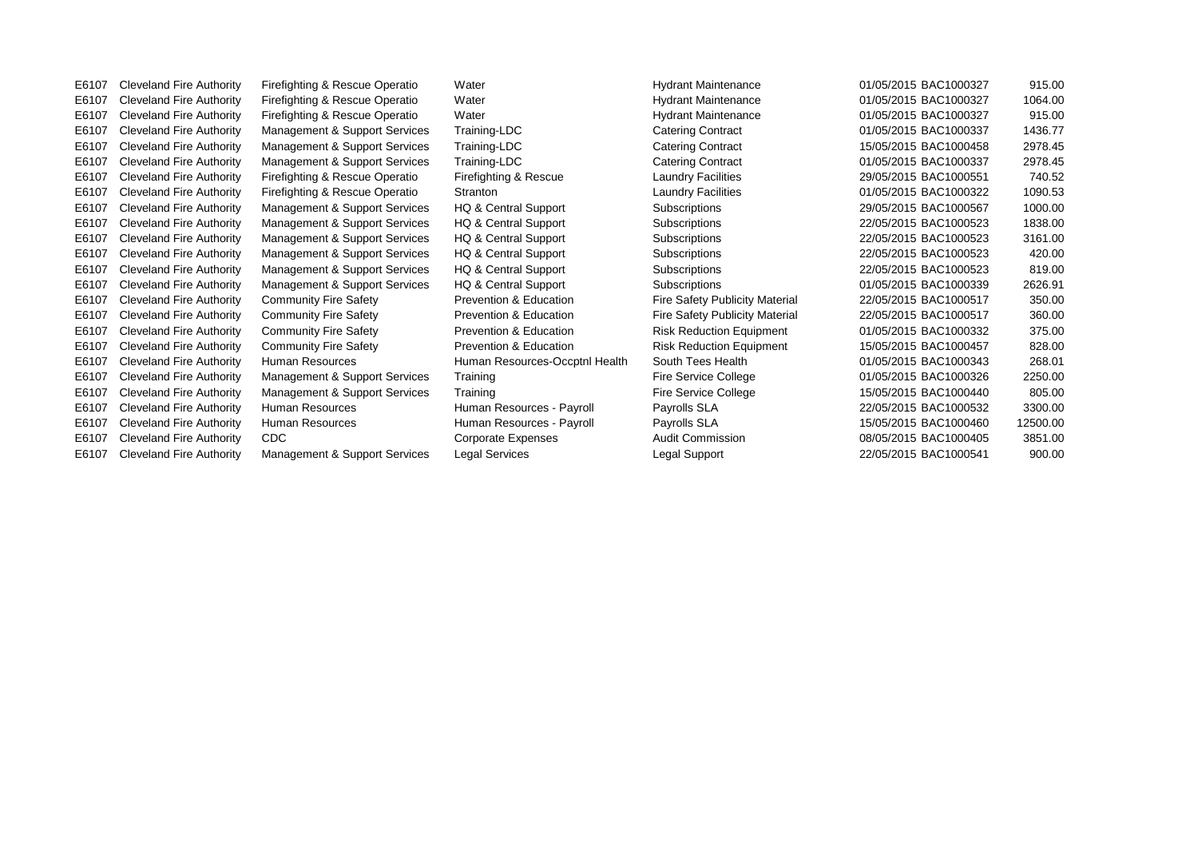| | | | | | | | |
|---|---|---|---|---|---|---|---|
| E6107 | Cleveland Fire Authority | Firefighting & Rescue Operatio | Water | Hydrant Maintenance | 01/05/2015 | BAC1000327 | 915.00 |
| E6107 | Cleveland Fire Authority | Firefighting & Rescue Operatio | Water | Hydrant Maintenance | 01/05/2015 | BAC1000327 | 1064.00 |
| E6107 | Cleveland Fire Authority | Firefighting & Rescue Operatio | Water | Hydrant Maintenance | 01/05/2015 | BAC1000327 | 915.00 |
| E6107 | Cleveland Fire Authority | Management & Support Services | Training-LDC | Catering Contract | 01/05/2015 | BAC1000337 | 1436.77 |
| E6107 | Cleveland Fire Authority | Management & Support Services | Training-LDC | Catering Contract | 15/05/2015 | BAC1000458 | 2978.45 |
| E6107 | Cleveland Fire Authority | Management & Support Services | Training-LDC | Catering Contract | 01/05/2015 | BAC1000337 | 2978.45 |
| E6107 | Cleveland Fire Authority | Firefighting & Rescue Operatio | Firefighting & Rescue | Laundry Facilities | 29/05/2015 | BAC1000551 | 740.52 |
| E6107 | Cleveland Fire Authority | Firefighting & Rescue Operatio | Stranton | Laundry Facilities | 01/05/2015 | BAC1000322 | 1090.53 |
| E6107 | Cleveland Fire Authority | Management & Support Services | HQ & Central Support | Subscriptions | 29/05/2015 | BAC1000567 | 1000.00 |
| E6107 | Cleveland Fire Authority | Management & Support Services | HQ & Central Support | Subscriptions | 22/05/2015 | BAC1000523 | 1838.00 |
| E6107 | Cleveland Fire Authority | Management & Support Services | HQ & Central Support | Subscriptions | 22/05/2015 | BAC1000523 | 3161.00 |
| E6107 | Cleveland Fire Authority | Management & Support Services | HQ & Central Support | Subscriptions | 22/05/2015 | BAC1000523 | 420.00 |
| E6107 | Cleveland Fire Authority | Management & Support Services | HQ & Central Support | Subscriptions | 22/05/2015 | BAC1000523 | 819.00 |
| E6107 | Cleveland Fire Authority | Management & Support Services | HQ & Central Support | Subscriptions | 01/05/2015 | BAC1000339 | 2626.91 |
| E6107 | Cleveland Fire Authority | Community Fire Safety | Prevention & Education | Fire Safety Publicity Material | 22/05/2015 | BAC1000517 | 350.00 |
| E6107 | Cleveland Fire Authority | Community Fire Safety | Prevention & Education | Fire Safety Publicity Material | 22/05/2015 | BAC1000517 | 360.00 |
| E6107 | Cleveland Fire Authority | Community Fire Safety | Prevention & Education | Risk Reduction Equipment | 01/05/2015 | BAC1000332 | 375.00 |
| E6107 | Cleveland Fire Authority | Community Fire Safety | Prevention & Education | Risk Reduction Equipment | 15/05/2015 | BAC1000457 | 828.00 |
| E6107 | Cleveland Fire Authority | Human Resources | Human Resources-Occptnl Health | South Tees Health | 01/05/2015 | BAC1000343 | 268.01 |
| E6107 | Cleveland Fire Authority | Management & Support Services | Training | Fire Service College | 01/05/2015 | BAC1000326 | 2250.00 |
| E6107 | Cleveland Fire Authority | Management & Support Services | Training | Fire Service College | 15/05/2015 | BAC1000440 | 805.00 |
| E6107 | Cleveland Fire Authority | Human Resources | Human Resources - Payroll | Payrolls SLA | 22/05/2015 | BAC1000532 | 3300.00 |
| E6107 | Cleveland Fire Authority | Human Resources | Human Resources - Payroll | Payrolls SLA | 15/05/2015 | BAC1000460 | 12500.00 |
| E6107 | Cleveland Fire Authority | CDC | Corporate Expenses | Audit Commission | 08/05/2015 | BAC1000405 | 3851.00 |
| E6107 | Cleveland Fire Authority | Management & Support Services | Legal Services | Legal Support | 22/05/2015 | BAC1000541 | 900.00 |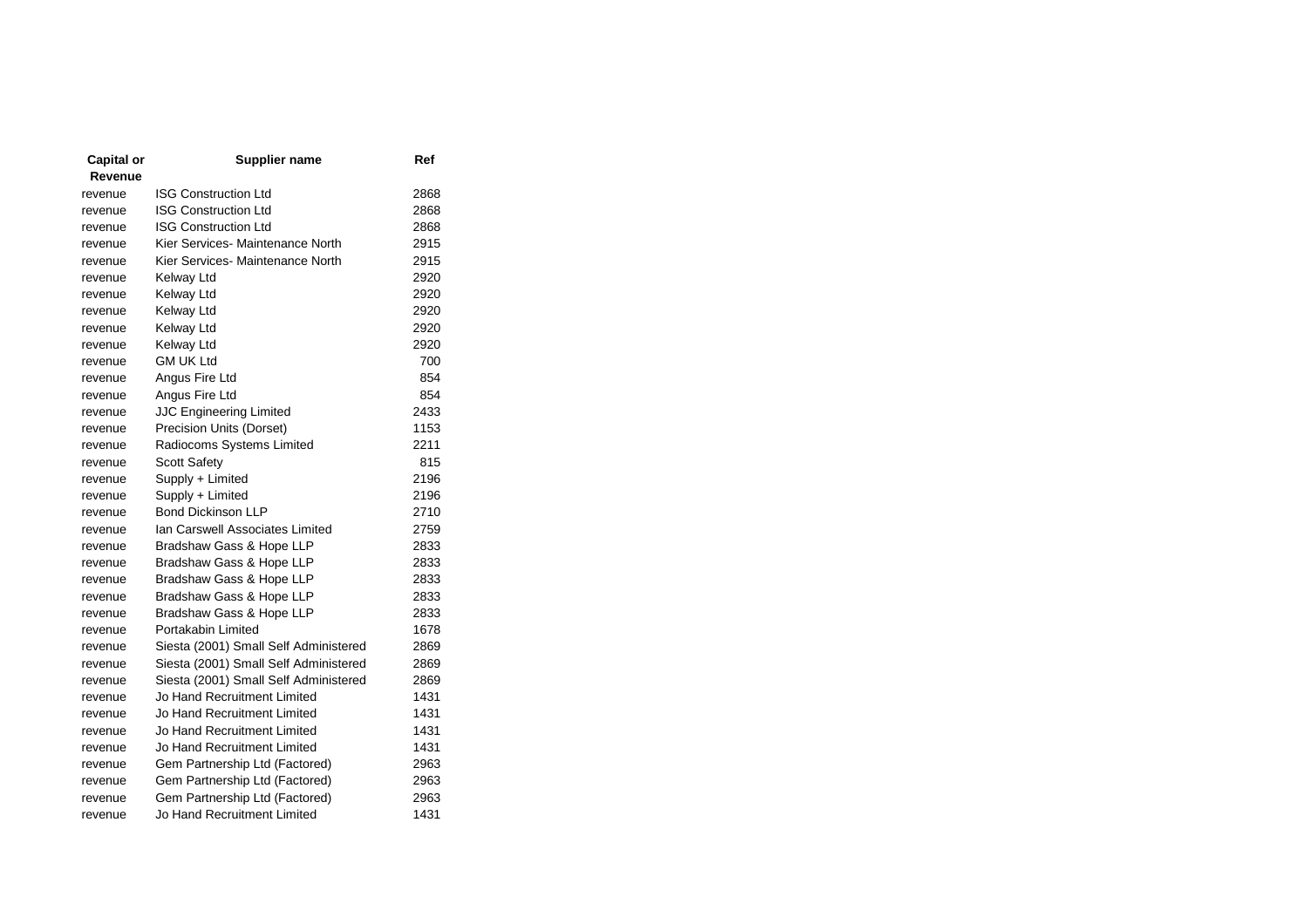| Capital or Revenue | Supplier name | Ref |
|---|---|---|
| revenue | ISG Construction Ltd | 2868 |
| revenue | ISG Construction Ltd | 2868 |
| revenue | ISG Construction Ltd | 2868 |
| revenue | Kier Services- Maintenance North | 2915 |
| revenue | Kier Services- Maintenance North | 2915 |
| revenue | Kelway Ltd | 2920 |
| revenue | Kelway Ltd | 2920 |
| revenue | Kelway Ltd | 2920 |
| revenue | Kelway Ltd | 2920 |
| revenue | Kelway Ltd | 2920 |
| revenue | GM UK Ltd | 700 |
| revenue | Angus Fire Ltd | 854 |
| revenue | Angus Fire Ltd | 854 |
| revenue | JJC Engineering Limited | 2433 |
| revenue | Precision Units (Dorset) | 1153 |
| revenue | Radiocoms Systems Limited | 2211 |
| revenue | Scott Safety | 815 |
| revenue | Supply + Limited | 2196 |
| revenue | Supply + Limited | 2196 |
| revenue | Bond Dickinson LLP | 2710 |
| revenue | Ian Carswell Associates Limited | 2759 |
| revenue | Bradshaw Gass & Hope LLP | 2833 |
| revenue | Bradshaw Gass & Hope LLP | 2833 |
| revenue | Bradshaw Gass & Hope LLP | 2833 |
| revenue | Bradshaw Gass & Hope LLP | 2833 |
| revenue | Bradshaw Gass & Hope LLP | 2833 |
| revenue | Portakabin Limited | 1678 |
| revenue | Siesta (2001) Small Self Administered | 2869 |
| revenue | Siesta (2001) Small Self Administered | 2869 |
| revenue | Siesta (2001) Small Self Administered | 2869 |
| revenue | Jo Hand Recruitment Limited | 1431 |
| revenue | Jo Hand Recruitment Limited | 1431 |
| revenue | Jo Hand Recruitment Limited | 1431 |
| revenue | Jo Hand Recruitment Limited | 1431 |
| revenue | Gem Partnership Ltd (Factored) | 2963 |
| revenue | Gem Partnership Ltd (Factored) | 2963 |
| revenue | Gem Partnership Ltd (Factored) | 2963 |
| revenue | Jo Hand Recruitment Limited | 1431 |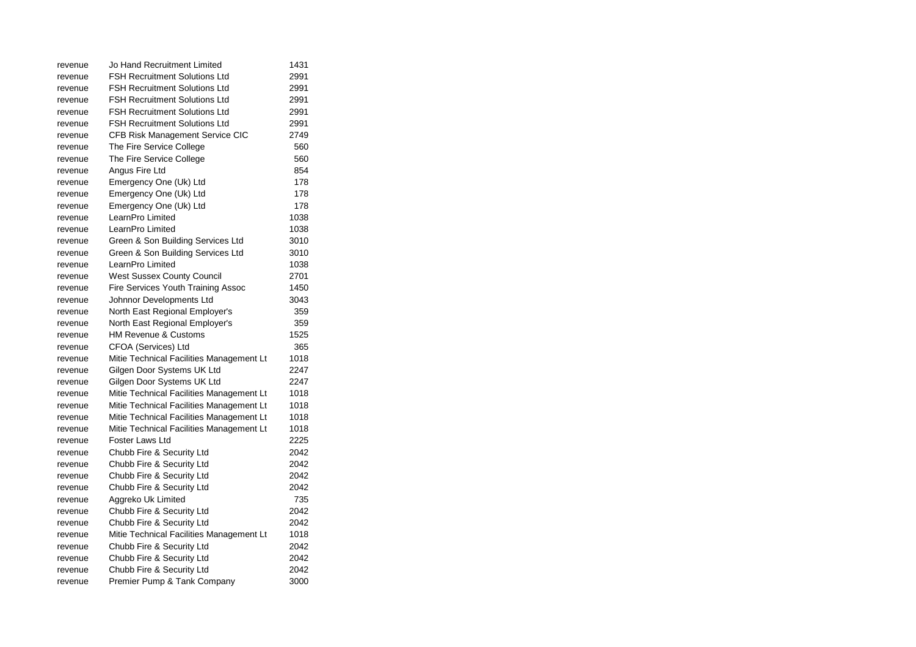| | | |
|---|---|---|
| revenue | Jo Hand Recruitment Limited | 1431 |
| revenue | FSH Recruitment Solutions Ltd | 2991 |
| revenue | FSH Recruitment Solutions Ltd | 2991 |
| revenue | FSH Recruitment Solutions Ltd | 2991 |
| revenue | FSH Recruitment Solutions Ltd | 2991 |
| revenue | FSH Recruitment Solutions Ltd | 2991 |
| revenue | CFB Risk Management Service CIC | 2749 |
| revenue | The Fire Service College | 560 |
| revenue | The Fire Service College | 560 |
| revenue | Angus Fire Ltd | 854 |
| revenue | Emergency One (Uk) Ltd | 178 |
| revenue | Emergency One (Uk) Ltd | 178 |
| revenue | Emergency One (Uk) Ltd | 178 |
| revenue | LearnPro Limited | 1038 |
| revenue | LearnPro Limited | 1038 |
| revenue | Green & Son Building Services Ltd | 3010 |
| revenue | Green & Son Building Services Ltd | 3010 |
| revenue | LearnPro Limited | 1038 |
| revenue | West Sussex County Council | 2701 |
| revenue | Fire Services Youth Training Assoc | 1450 |
| revenue | Johnnor Developments Ltd | 3043 |
| revenue | North East Regional Employer's | 359 |
| revenue | North East Regional Employer's | 359 |
| revenue | HM Revenue & Customs | 1525 |
| revenue | CFOA (Services) Ltd | 365 |
| revenue | Mitie Technical Facilities Management Lt | 1018 |
| revenue | Gilgen Door Systems UK Ltd | 2247 |
| revenue | Gilgen Door Systems UK Ltd | 2247 |
| revenue | Mitie Technical Facilities Management Lt | 1018 |
| revenue | Mitie Technical Facilities Management Lt | 1018 |
| revenue | Mitie Technical Facilities Management Lt | 1018 |
| revenue | Mitie Technical Facilities Management Lt | 1018 |
| revenue | Foster Laws Ltd | 2225 |
| revenue | Chubb Fire & Security Ltd | 2042 |
| revenue | Chubb Fire & Security Ltd | 2042 |
| revenue | Chubb Fire & Security Ltd | 2042 |
| revenue | Chubb Fire & Security Ltd | 2042 |
| revenue | Aggreko Uk Limited | 735 |
| revenue | Chubb Fire & Security Ltd | 2042 |
| revenue | Chubb Fire & Security Ltd | 2042 |
| revenue | Mitie Technical Facilities Management Lt | 1018 |
| revenue | Chubb Fire & Security Ltd | 2042 |
| revenue | Chubb Fire & Security Ltd | 2042 |
| revenue | Chubb Fire & Security Ltd | 2042 |
| revenue | Premier Pump & Tank Company | 3000 |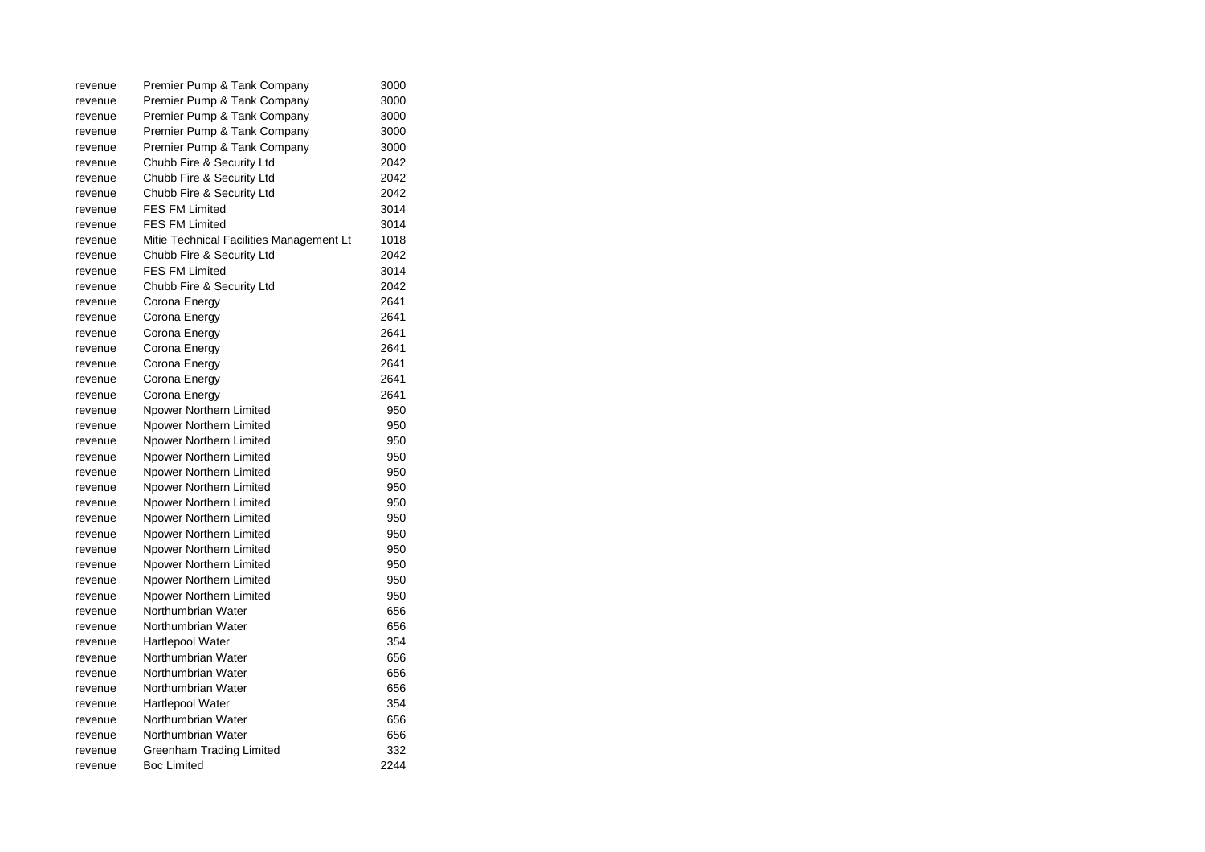| | | |
|---|---|---|
| revenue | Premier Pump & Tank Company | 3000 |
| revenue | Premier Pump & Tank Company | 3000 |
| revenue | Premier Pump & Tank Company | 3000 |
| revenue | Premier Pump & Tank Company | 3000 |
| revenue | Premier Pump & Tank Company | 3000 |
| revenue | Chubb Fire & Security Ltd | 2042 |
| revenue | Chubb Fire & Security Ltd | 2042 |
| revenue | Chubb Fire & Security Ltd | 2042 |
| revenue | FES FM Limited | 3014 |
| revenue | FES FM Limited | 3014 |
| revenue | Mitie Technical Facilities Management Lt | 1018 |
| revenue | Chubb Fire & Security Ltd | 2042 |
| revenue | FES FM Limited | 3014 |
| revenue | Chubb Fire & Security Ltd | 2042 |
| revenue | Corona Energy | 2641 |
| revenue | Corona Energy | 2641 |
| revenue | Corona Energy | 2641 |
| revenue | Corona Energy | 2641 |
| revenue | Corona Energy | 2641 |
| revenue | Corona Energy | 2641 |
| revenue | Corona Energy | 2641 |
| revenue | Npower Northern Limited | 950 |
| revenue | Npower Northern Limited | 950 |
| revenue | Npower Northern Limited | 950 |
| revenue | Npower Northern Limited | 950 |
| revenue | Npower Northern Limited | 950 |
| revenue | Npower Northern Limited | 950 |
| revenue | Npower Northern Limited | 950 |
| revenue | Npower Northern Limited | 950 |
| revenue | Npower Northern Limited | 950 |
| revenue | Npower Northern Limited | 950 |
| revenue | Npower Northern Limited | 950 |
| revenue | Npower Northern Limited | 950 |
| revenue | Npower Northern Limited | 950 |
| revenue | Northumbrian Water | 656 |
| revenue | Northumbrian Water | 656 |
| revenue | Hartlepool Water | 354 |
| revenue | Northumbrian Water | 656 |
| revenue | Northumbrian Water | 656 |
| revenue | Northumbrian Water | 656 |
| revenue | Hartlepool Water | 354 |
| revenue | Northumbrian Water | 656 |
| revenue | Northumbrian Water | 656 |
| revenue | Greenham Trading Limited | 332 |
| revenue | Boc Limited | 2244 |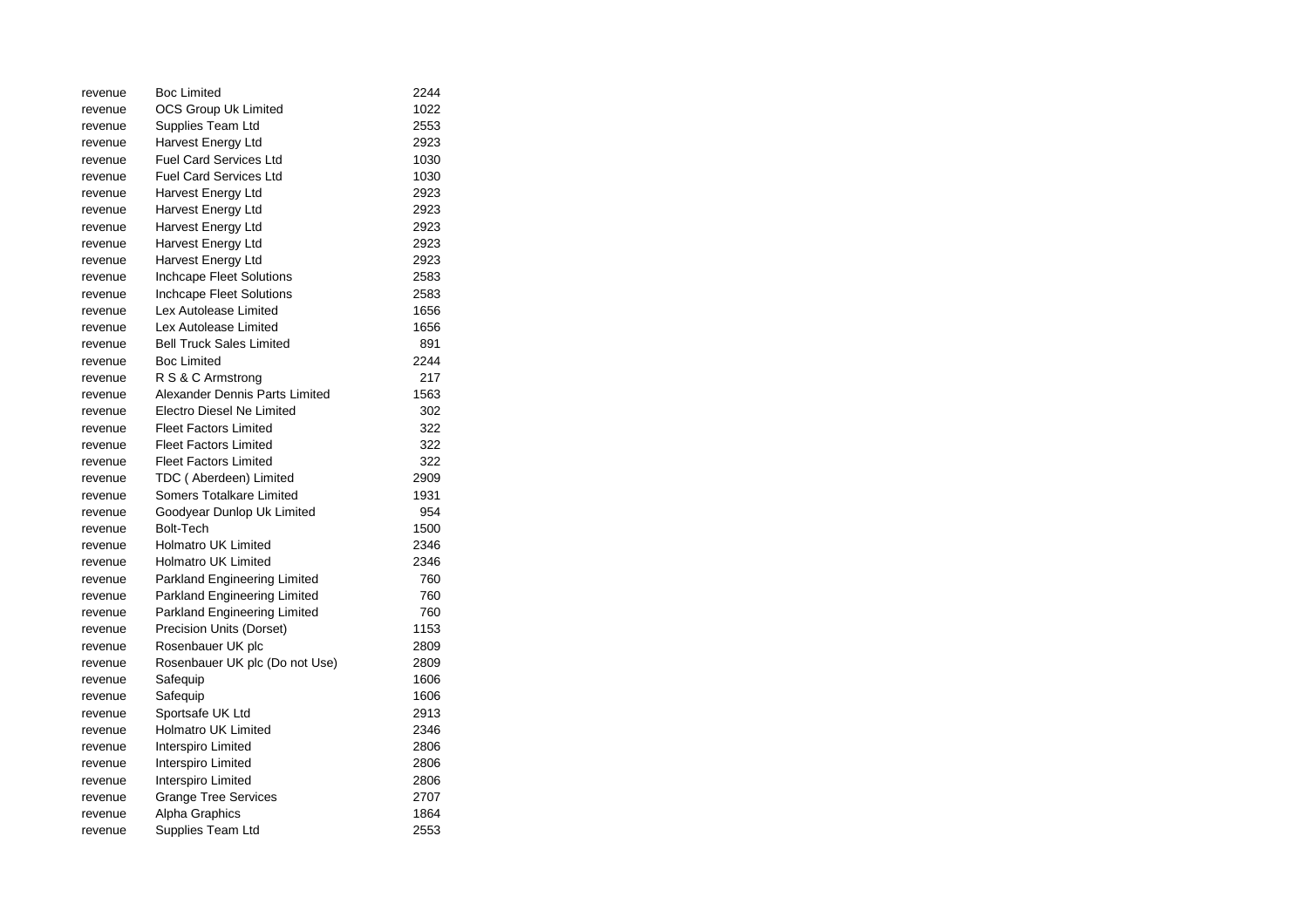| | | |
|---|---|---|
| revenue | Boc Limited | 2244 |
| revenue | OCS Group Uk Limited | 1022 |
| revenue | Supplies Team Ltd | 2553 |
| revenue | Harvest Energy Ltd | 2923 |
| revenue | Fuel Card Services Ltd | 1030 |
| revenue | Fuel Card Services Ltd | 1030 |
| revenue | Harvest Energy Ltd | 2923 |
| revenue | Harvest Energy Ltd | 2923 |
| revenue | Harvest Energy Ltd | 2923 |
| revenue | Harvest Energy Ltd | 2923 |
| revenue | Harvest Energy Ltd | 2923 |
| revenue | Inchcape Fleet Solutions | 2583 |
| revenue | Inchcape Fleet Solutions | 2583 |
| revenue | Lex Autolease Limited | 1656 |
| revenue | Lex Autolease Limited | 1656 |
| revenue | Bell Truck Sales Limited | 891 |
| revenue | Boc Limited | 2244 |
| revenue | R S & C Armstrong | 217 |
| revenue | Alexander Dennis Parts Limited | 1563 |
| revenue | Electro Diesel Ne Limited | 302 |
| revenue | Fleet Factors Limited | 322 |
| revenue | Fleet Factors Limited | 322 |
| revenue | Fleet Factors Limited | 322 |
| revenue | TDC ( Aberdeen) Limited | 2909 |
| revenue | Somers Totalkare Limited | 1931 |
| revenue | Goodyear Dunlop Uk Limited | 954 |
| revenue | Bolt-Tech | 1500 |
| revenue | Holmatro UK Limited | 2346 |
| revenue | Holmatro UK Limited | 2346 |
| revenue | Parkland Engineering Limited | 760 |
| revenue | Parkland Engineering Limited | 760 |
| revenue | Parkland Engineering Limited | 760 |
| revenue | Precision Units (Dorset) | 1153 |
| revenue | Rosenbauer UK plc | 2809 |
| revenue | Rosenbauer UK plc (Do not Use) | 2809 |
| revenue | Safequip | 1606 |
| revenue | Safequip | 1606 |
| revenue | Sportsafe UK Ltd | 2913 |
| revenue | Holmatro UK Limited | 2346 |
| revenue | Interspiro Limited | 2806 |
| revenue | Interspiro Limited | 2806 |
| revenue | Interspiro Limited | 2806 |
| revenue | Grange Tree Services | 2707 |
| revenue | Alpha Graphics | 1864 |
| revenue | Supplies Team Ltd | 2553 |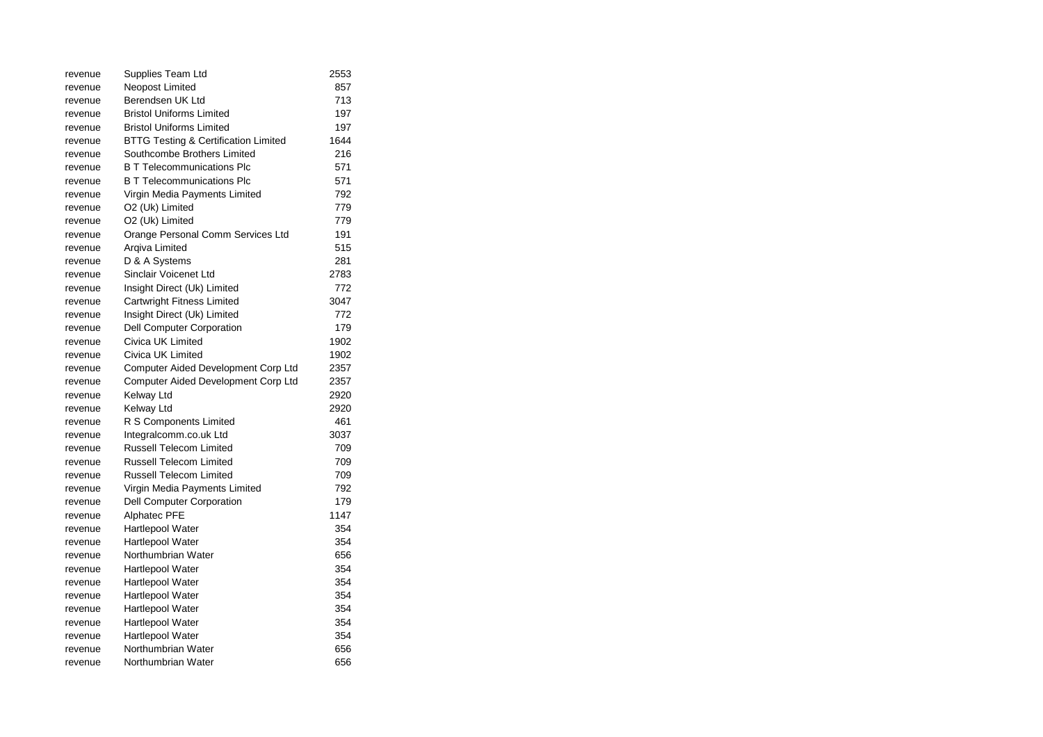| | | |
|---|---|---|
| revenue | Supplies Team Ltd | 2553 |
| revenue | Neopost Limited | 857 |
| revenue | Berendsen UK Ltd | 713 |
| revenue | Bristol Uniforms Limited | 197 |
| revenue | Bristol Uniforms Limited | 197 |
| revenue | BTTG Testing & Certification Limited | 1644 |
| revenue | Southcombe Brothers Limited | 216 |
| revenue | B T Telecommunications Plc | 571 |
| revenue | B T Telecommunications Plc | 571 |
| revenue | Virgin Media Payments Limited | 792 |
| revenue | O2 (Uk) Limited | 779 |
| revenue | O2 (Uk) Limited | 779 |
| revenue | Orange Personal Comm Services Ltd | 191 |
| revenue | Arqiva Limited | 515 |
| revenue | D & A Systems | 281 |
| revenue | Sinclair Voicenet Ltd | 2783 |
| revenue | Insight Direct (Uk) Limited | 772 |
| revenue | Cartwright Fitness Limited | 3047 |
| revenue | Insight Direct (Uk) Limited | 772 |
| revenue | Dell Computer Corporation | 179 |
| revenue | Civica UK Limited | 1902 |
| revenue | Civica UK Limited | 1902 |
| revenue | Computer Aided Development Corp Ltd | 2357 |
| revenue | Computer Aided Development Corp Ltd | 2357 |
| revenue | Kelway Ltd | 2920 |
| revenue | Kelway Ltd | 2920 |
| revenue | R S Components Limited | 461 |
| revenue | Integralcomm.co.uk Ltd | 3037 |
| revenue | Russell Telecom Limited | 709 |
| revenue | Russell Telecom Limited | 709 |
| revenue | Russell Telecom Limited | 709 |
| revenue | Virgin Media Payments Limited | 792 |
| revenue | Dell Computer Corporation | 179 |
| revenue | Alphatec PFE | 1147 |
| revenue | Hartlepool Water | 354 |
| revenue | Hartlepool Water | 354 |
| revenue | Northumbrian Water | 656 |
| revenue | Hartlepool Water | 354 |
| revenue | Hartlepool Water | 354 |
| revenue | Hartlepool Water | 354 |
| revenue | Hartlepool Water | 354 |
| revenue | Hartlepool Water | 354 |
| revenue | Hartlepool Water | 354 |
| revenue | Northumbrian Water | 656 |
| revenue | Northumbrian Water | 656 |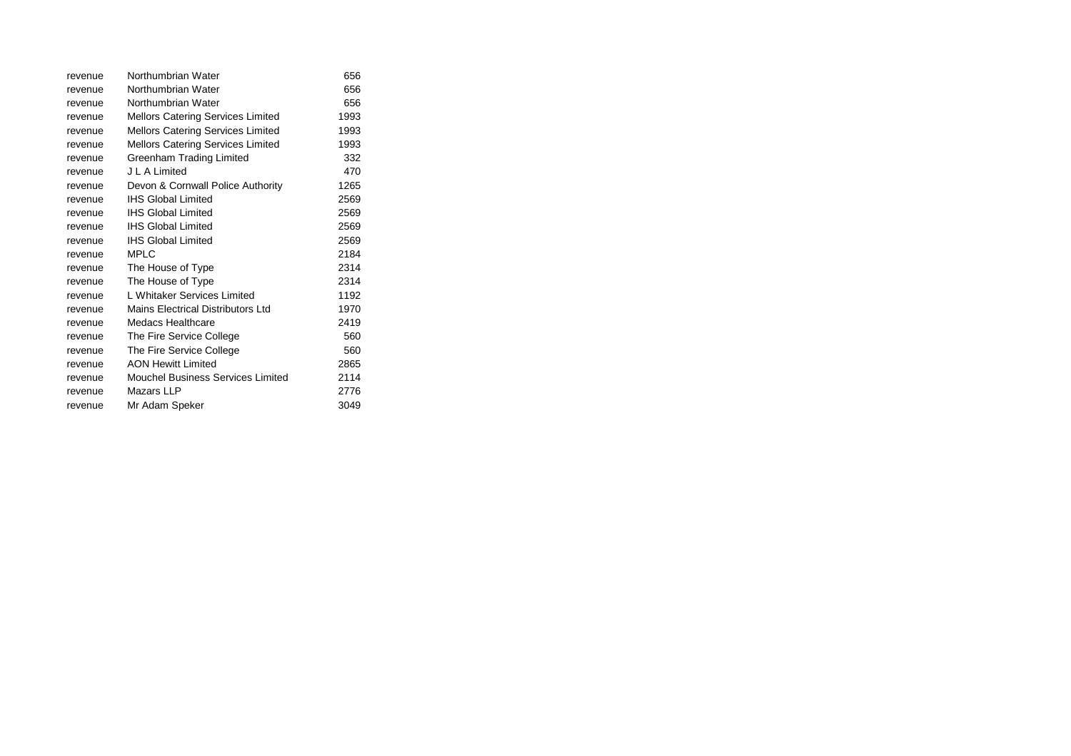| | | |
|---|---|---|
| revenue | Northumbrian Water | 656 |
| revenue | Northumbrian Water | 656 |
| revenue | Northumbrian Water | 656 |
| revenue | Mellors Catering Services Limited | 1993 |
| revenue | Mellors Catering Services Limited | 1993 |
| revenue | Mellors Catering Services Limited | 1993 |
| revenue | Greenham Trading Limited | 332 |
| revenue | J L A Limited | 470 |
| revenue | Devon & Cornwall Police Authority | 1265 |
| revenue | IHS Global Limited | 2569 |
| revenue | IHS Global Limited | 2569 |
| revenue | IHS Global Limited | 2569 |
| revenue | IHS Global Limited | 2569 |
| revenue | MPLC | 2184 |
| revenue | The House of Type | 2314 |
| revenue | The House of Type | 2314 |
| revenue | L Whitaker Services Limited | 1192 |
| revenue | Mains Electrical Distributors Ltd | 1970 |
| revenue | Medacs Healthcare | 2419 |
| revenue | The Fire Service College | 560 |
| revenue | The Fire Service College | 560 |
| revenue | AON Hewitt Limited | 2865 |
| revenue | Mouchel Business Services Limited | 2114 |
| revenue | Mazars LLP | 2776 |
| revenue | Mr Adam Speker | 3049 |